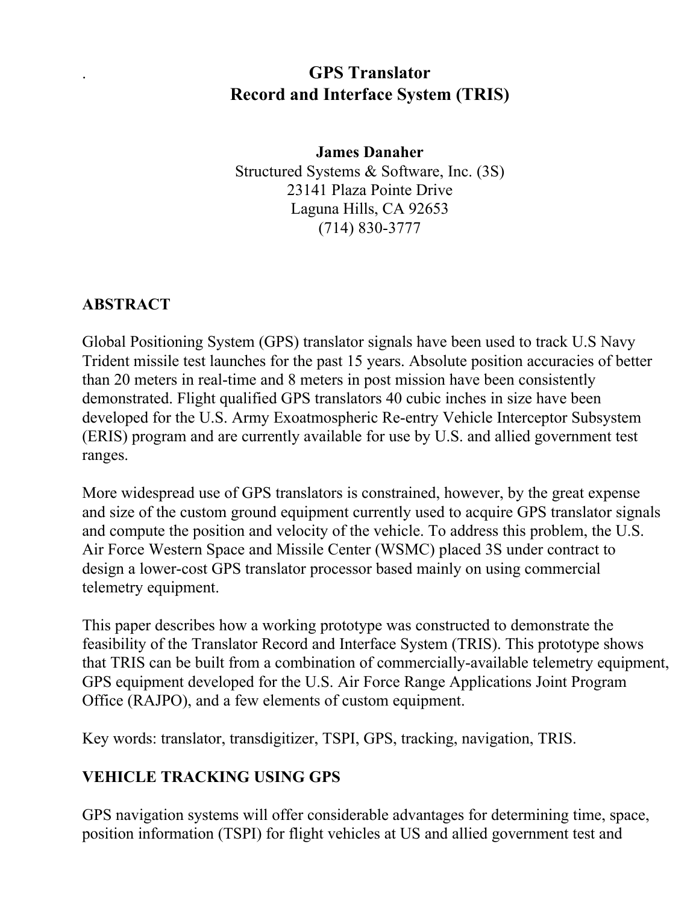# GPS Translator
# Record and Interface System (TRIS)

**James Danaher**
Structured Systems & Software, Inc. (3S)
23141 Plaza Pointe Drive
Laguna Hills, CA 92653
(714) 830-3777

## ABSTRACT

Global Positioning System (GPS) translator signals have been used to track U.S Navy Trident missile test launches for the past 15 years. Absolute position accuracies of better than 20 meters in real-time and 8 meters in post mission have been consistently demonstrated. Flight qualified GPS translators 40 cubic inches in size have been developed for the U.S. Army Exoatmospheric Re-entry Vehicle Interceptor Subsystem (ERIS) program and are currently available for use by U.S. and allied government test ranges.

More widespread use of GPS translators is constrained, however, by the great expense and size of the custom ground equipment currently used to acquire GPS translator signals and compute the position and velocity of the vehicle. To address this problem, the U.S. Air Force Western Space and Missile Center (WSMC) placed 3S under contract to design a lower-cost GPS translator processor based mainly on using commercial telemetry equipment.

This paper describes how a working prototype was constructed to demonstrate the feasibility of the Translator Record and Interface System (TRIS). This prototype shows that TRIS can be built from a combination of commercially-available telemetry equipment, GPS equipment developed for the U.S. Air Force Range Applications Joint Program Office (RAJPO), and a few elements of custom equipment.

Key words: translator, transdigitizer, TSPI, GPS, tracking, navigation, TRIS.

## VEHICLE TRACKING USING GPS

GPS navigation systems will offer considerable advantages for determining time, space, position information (TSPI) for flight vehicles at US and allied government test and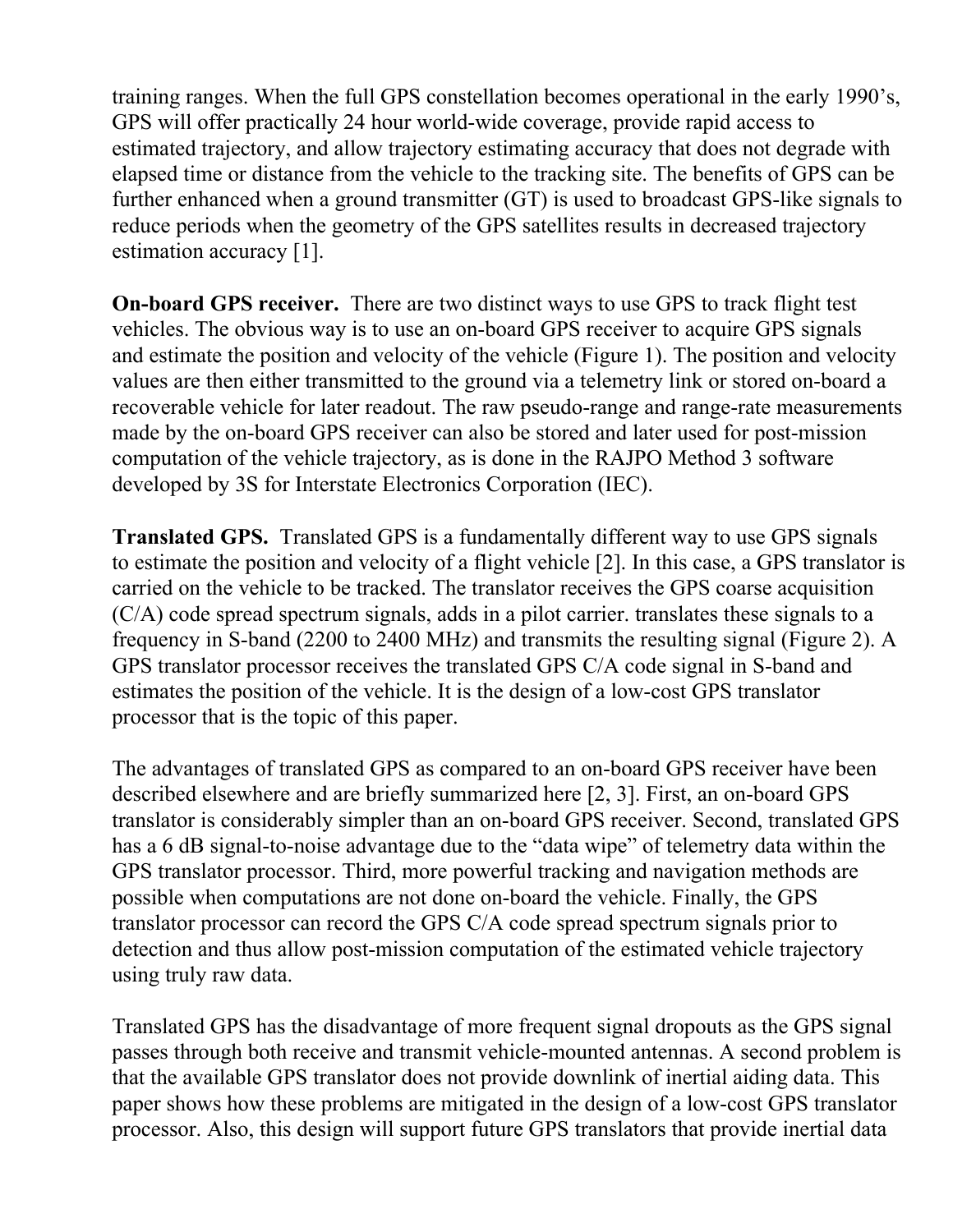training ranges. When the full GPS constellation becomes operational in the early 1990's, GPS will offer practically 24 hour world-wide coverage, provide rapid access to estimated trajectory, and allow trajectory estimating accuracy that does not degrade with elapsed time or distance from the vehicle to the tracking site. The benefits of GPS can be further enhanced when a ground transmitter (GT) is used to broadcast GPS-like signals to reduce periods when the geometry of the GPS satellites results in decreased trajectory estimation accuracy [1].

**On-board GPS receiver.** There are two distinct ways to use GPS to track flight test vehicles. The obvious way is to use an on-board GPS receiver to acquire GPS signals and estimate the position and velocity of the vehicle (Figure 1). The position and velocity values are then either transmitted to the ground via a telemetry link or stored on-board a recoverable vehicle for later readout. The raw pseudo-range and range-rate measurements made by the on-board GPS receiver can also be stored and later used for post-mission computation of the vehicle trajectory, as is done in the RAJPO Method 3 software developed by 3S for Interstate Electronics Corporation (IEC).

**Translated GPS.** Translated GPS is a fundamentally different way to use GPS signals to estimate the position and velocity of a flight vehicle [2]. In this case, a GPS translator is carried on the vehicle to be tracked. The translator receives the GPS coarse acquisition (C/A) code spread spectrum signals, adds in a pilot carrier. translates these signals to a frequency in S-band (2200 to 2400 MHz) and transmits the resulting signal (Figure 2). A GPS translator processor receives the translated GPS C/A code signal in S-band and estimates the position of the vehicle. It is the design of a low-cost GPS translator processor that is the topic of this paper.

The advantages of translated GPS as compared to an on-board GPS receiver have been described elsewhere and are briefly summarized here [2, 3]. First, an on-board GPS translator is considerably simpler than an on-board GPS receiver. Second, translated GPS has a 6 dB signal-to-noise advantage due to the "data wipe" of telemetry data within the GPS translator processor. Third, more powerful tracking and navigation methods are possible when computations are not done on-board the vehicle. Finally, the GPS translator processor can record the GPS C/A code spread spectrum signals prior to detection and thus allow post-mission computation of the estimated vehicle trajectory using truly raw data.

Translated GPS has the disadvantage of more frequent signal dropouts as the GPS signal passes through both receive and transmit vehicle-mounted antennas. A second problem is that the available GPS translator does not provide downlink of inertial aiding data. This paper shows how these problems are mitigated in the design of a low-cost GPS translator processor. Also, this design will support future GPS translators that provide inertial data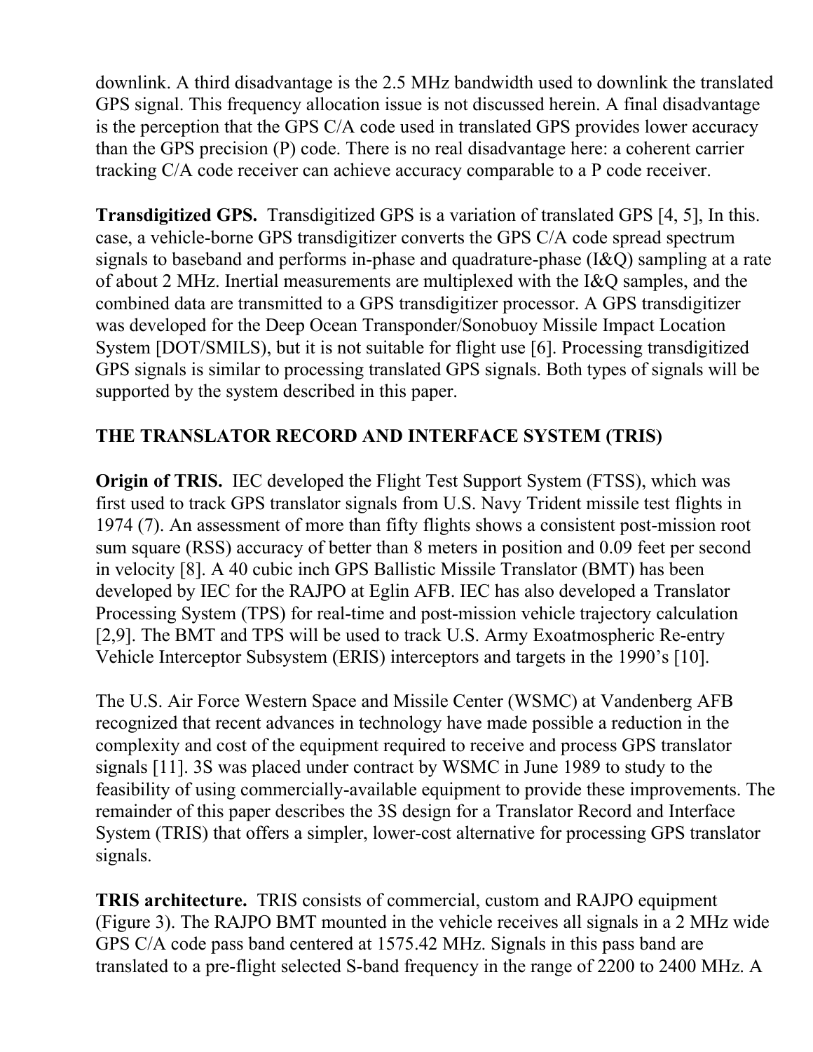downlink. A third disadvantage is the 2.5 MHz bandwidth used to downlink the translated GPS signal. This frequency allocation issue is not discussed herein. A final disadvantage is the perception that the GPS C/A code used in translated GPS provides lower accuracy than the GPS precision (P) code. There is no real disadvantage here: a coherent carrier tracking C/A code receiver can achieve accuracy comparable to a P code receiver.

**Transdigitized GPS.** Transdigitized GPS is a variation of translated GPS [4, 5], In this. case, a vehicle-borne GPS transdigitizer converts the GPS C/A code spread spectrum signals to baseband and performs in-phase and quadrature-phase (I&Q) sampling at a rate of about 2 MHz. Inertial measurements are multiplexed with the I&Q samples, and the combined data are transmitted to a GPS transdigitizer processor. A GPS transdigitizer was developed for the Deep Ocean Transponder/Sonobuoy Missile Impact Location System [DOT/SMILS), but it is not suitable for flight use [6]. Processing transdigitized GPS signals is similar to processing translated GPS signals. Both types of signals will be supported by the system described in this paper.

## THE TRANSLATOR RECORD AND INTERFACE SYSTEM (TRIS)

**Origin of TRIS.** IEC developed the Flight Test Support System (FTSS), which was first used to track GPS translator signals from U.S. Navy Trident missile test flights in 1974 (7). An assessment of more than fifty flights shows a consistent post-mission root sum square (RSS) accuracy of better than 8 meters in position and 0.09 feet per second in velocity [8]. A 40 cubic inch GPS Ballistic Missile Translator (BMT) has been developed by IEC for the RAJPO at Eglin AFB. IEC has also developed a Translator Processing System (TPS) for real-time and post-mission vehicle trajectory calculation [2,9]. The BMT and TPS will be used to track U.S. Army Exoatmospheric Re-entry Vehicle Interceptor Subsystem (ERIS) interceptors and targets in the 1990's [10].

The U.S. Air Force Western Space and Missile Center (WSMC) at Vandenberg AFB recognized that recent advances in technology have made possible a reduction in the complexity and cost of the equipment required to receive and process GPS translator signals [11]. 3S was placed under contract by WSMC in June 1989 to study to the feasibility of using commercially-available equipment to provide these improvements. The remainder of this paper describes the 3S design for a Translator Record and Interface System (TRIS) that offers a simpler, lower-cost alternative for processing GPS translator signals.

**TRIS architecture.** TRIS consists of commercial, custom and RAJPO equipment (Figure 3). The RAJPO BMT mounted in the vehicle receives all signals in a 2 MHz wide GPS C/A code pass band centered at 1575.42 MHz. Signals in this pass band are translated to a pre-flight selected S-band frequency in the range of 2200 to 2400 MHz. A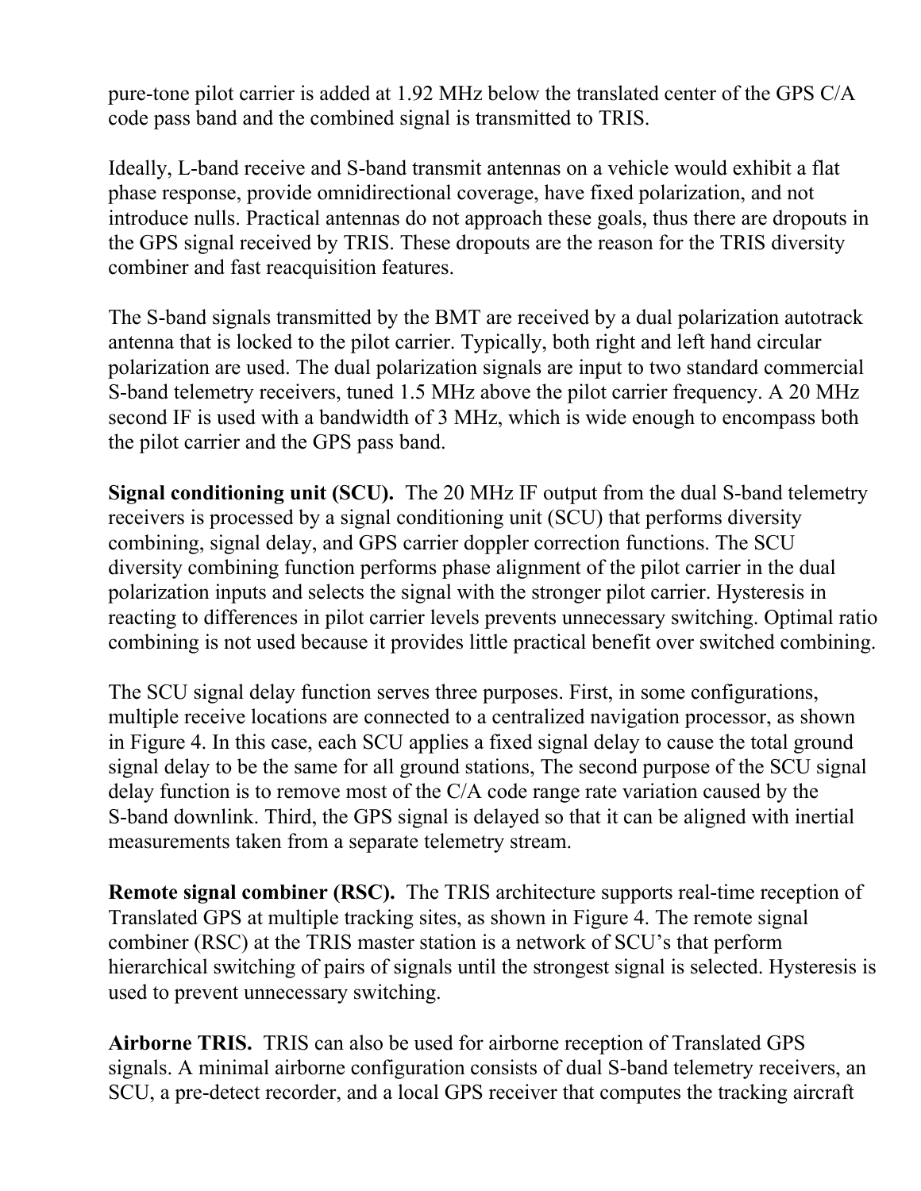pure-tone pilot carrier is added at 1.92 MHz below the translated center of the GPS C/A code pass band and the combined signal is transmitted to TRIS.

Ideally, L-band receive and S-band transmit antennas on a vehicle would exhibit a flat phase response, provide omnidirectional coverage, have fixed polarization, and not introduce nulls. Practical antennas do not approach these goals, thus there are dropouts in the GPS signal received by TRIS. These dropouts are the reason for the TRIS diversity combiner and fast reacquisition features.

The S-band signals transmitted by the BMT are received by a dual polarization autotrack antenna that is locked to the pilot carrier. Typically, both right and left hand circular polarization are used. The dual polarization signals are input to two standard commercial S-band telemetry receivers, tuned 1.5 MHz above the pilot carrier frequency. A 20 MHz second IF is used with a bandwidth of 3 MHz, which is wide enough to encompass both the pilot carrier and the GPS pass band.

**Signal conditioning unit (SCU).** The 20 MHz IF output from the dual S-band telemetry receivers is processed by a signal conditioning unit (SCU) that performs diversity combining, signal delay, and GPS carrier doppler correction functions. The SCU diversity combining function performs phase alignment of the pilot carrier in the dual polarization inputs and selects the signal with the stronger pilot carrier. Hysteresis in reacting to differences in pilot carrier levels prevents unnecessary switching. Optimal ratio combining is not used because it provides little practical benefit over switched combining.

The SCU signal delay function serves three purposes. First, in some configurations, multiple receive locations are connected to a centralized navigation processor, as shown in Figure 4. In this case, each SCU applies a fixed signal delay to cause the total ground signal delay to be the same for all ground stations, The second purpose of the SCU signal delay function is to remove most of the C/A code range rate variation caused by the S-band downlink. Third, the GPS signal is delayed so that it can be aligned with inertial measurements taken from a separate telemetry stream.

**Remote signal combiner (RSC).** The TRIS architecture supports real-time reception of Translated GPS at multiple tracking sites, as shown in Figure 4. The remote signal combiner (RSC) at the TRIS master station is a network of SCU's that perform hierarchical switching of pairs of signals until the strongest signal is selected. Hysteresis is used to prevent unnecessary switching.

**Airborne TRIS.** TRIS can also be used for airborne reception of Translated GPS signals. A minimal airborne configuration consists of dual S-band telemetry receivers, an SCU, a pre-detect recorder, and a local GPS receiver that computes the tracking aircraft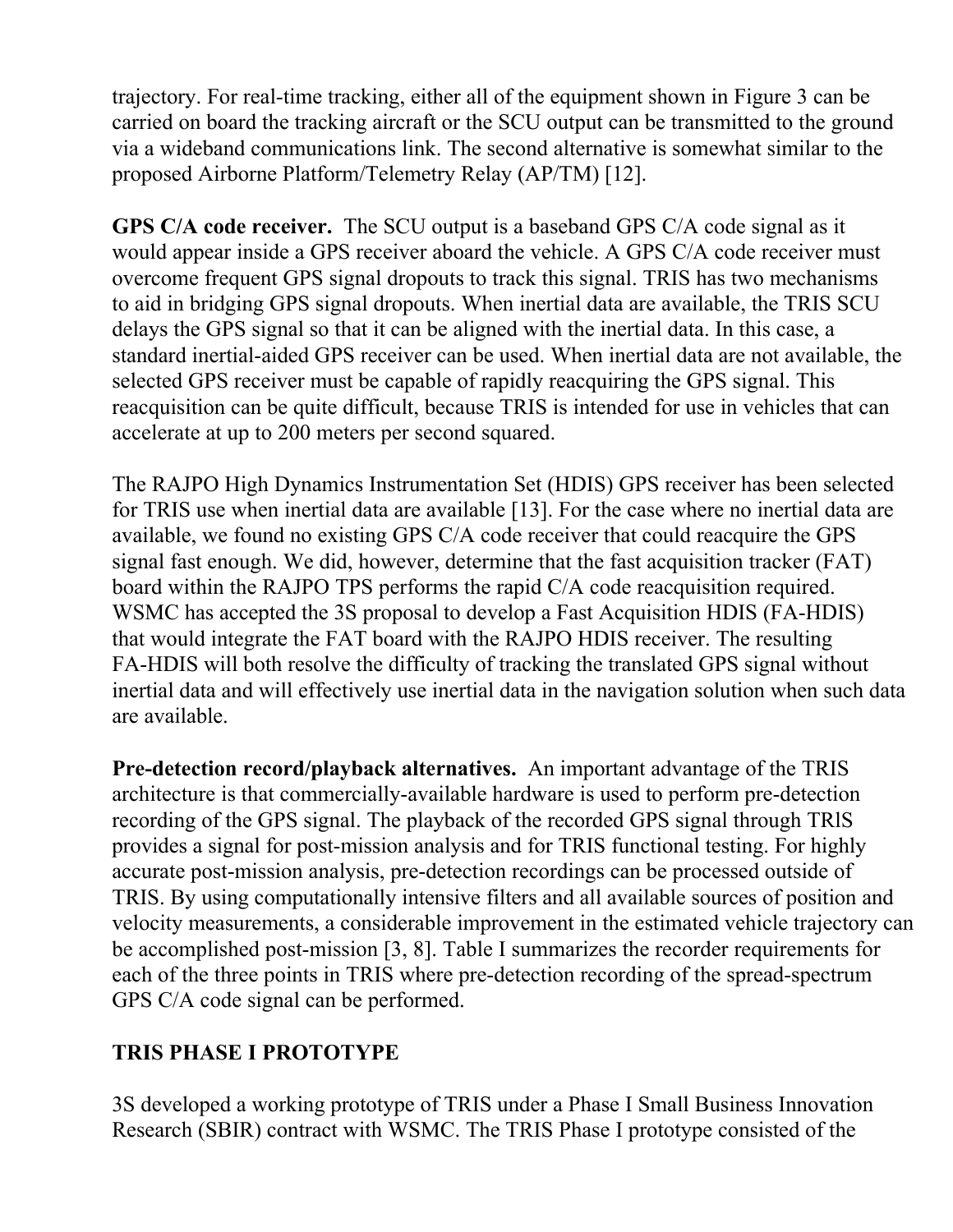trajectory. For real-time tracking, either all of the equipment shown in Figure 3 can be carried on board the tracking aircraft or the SCU output can be transmitted to the ground via a wideband communications link. The second alternative is somewhat similar to the proposed Airborne Platform/Telemetry Relay (AP/TM) [12].

**GPS C/A code receiver.** The SCU output is a baseband GPS C/A code signal as it would appear inside a GPS receiver aboard the vehicle. A GPS C/A code receiver must overcome frequent GPS signal dropouts to track this signal. TRIS has two mechanisms to aid in bridging GPS signal dropouts. When inertial data are available, the TRIS SCU delays the GPS signal so that it can be aligned with the inertial data. In this case, a standard inertial-aided GPS receiver can be used. When inertial data are not available, the selected GPS receiver must be capable of rapidly reacquiring the GPS signal. This reacquisition can be quite difficult, because TRIS is intended for use in vehicles that can accelerate at up to 200 meters per second squared.

The RAJPO High Dynamics Instrumentation Set (HDIS) GPS receiver has been selected for TRIS use when inertial data are available [13]. For the case where no inertial data are available, we found no existing GPS C/A code receiver that could reacquire the GPS signal fast enough. We did, however, determine that the fast acquisition tracker (FAT) board within the RAJPO TPS performs the rapid C/A code reacquisition required. WSMC has accepted the 3S proposal to develop a Fast Acquisition HDIS (FA-HDIS) that would integrate the FAT board with the RAJPO HDIS receiver. The resulting FA-HDIS will both resolve the difficulty of tracking the translated GPS signal without inertial data and will effectively use inertial data in the navigation solution when such data are available.

**Pre-detection record/playback alternatives.** An important advantage of the TRIS architecture is that commercially-available hardware is used to perform pre-detection recording of the GPS signal. The playback of the recorded GPS signal through TRIS provides a signal for post-mission analysis and for TRIS functional testing. For highly accurate post-mission analysis, pre-detection recordings can be processed outside of TRIS. By using computationally intensive filters and all available sources of position and velocity measurements, a considerable improvement in the estimated vehicle trajectory can be accomplished post-mission [3, 8]. Table I summarizes the recorder requirements for each of the three points in TRIS where pre-detection recording of the spread-spectrum GPS C/A code signal can be performed.

## TRIS PHASE I PROTOTYPE

3S developed a working prototype of TRIS under a Phase I Small Business Innovation Research (SBIR) contract with WSMC. The TRIS Phase I prototype consisted of the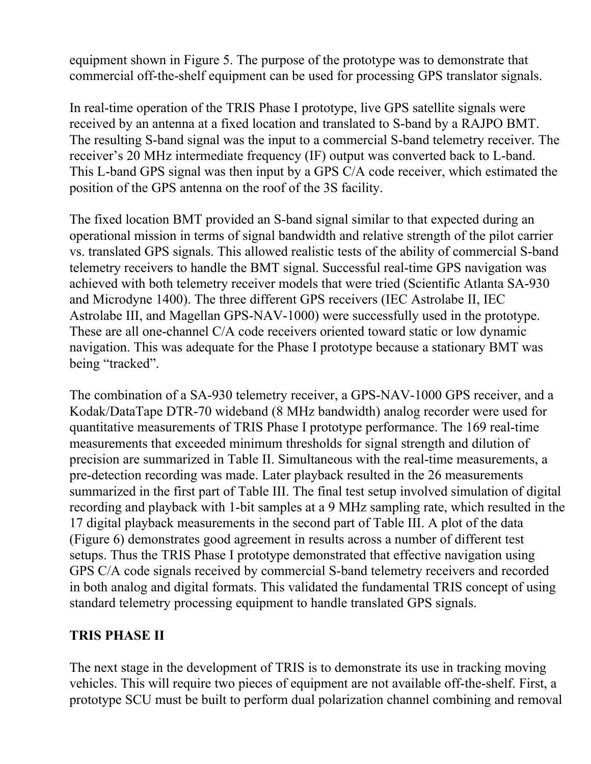equipment shown in Figure 5. The purpose of the prototype was to demonstrate that commercial off-the-shelf equipment can be used for processing GPS translator signals.

In real-time operation of the TRIS Phase I prototype, live GPS satellite signals were received by an antenna at a fixed location and translated to S-band by a RAJPO BMT. The resulting S-band signal was the input to a commercial S-band telemetry receiver. The receiver's 20 MHz intermediate frequency (IF) output was converted back to L-band. This L-band GPS signal was then input by a GPS C/A code receiver, which estimated the position of the GPS antenna on the roof of the 3S facility.

The fixed location BMT provided an S-band signal similar to that expected during an operational mission in terms of signal bandwidth and relative strength of the pilot carrier vs. translated GPS signals. This allowed realistic tests of the ability of commercial S-band telemetry receivers to handle the BMT signal. Successful real-time GPS navigation was achieved with both telemetry receiver models that were tried (Scientific Atlanta SA-930 and Microdyne 1400). The three different GPS receivers (IEC Astrolabe II, IEC Astrolabe III, and Magellan GPS-NAV-1000) were successfully used in the prototype. These are all one-channel C/A code receivers oriented toward static or low dynamic navigation. This was adequate for the Phase I prototype because a stationary BMT was being "tracked".

The combination of a SA-930 telemetry receiver, a GPS-NAV-1000 GPS receiver, and a Kodak/DataTape DTR-70 wideband (8 MHz bandwidth) analog recorder were used for quantitative measurements of TRIS Phase I prototype performance. The 169 real-time measurements that exceeded minimum thresholds for signal strength and dilution of precision are summarized in Table II. Simultaneous with the real-time measurements, a pre-detection recording was made. Later playback resulted in the 26 measurements summarized in the first part of Table III. The final test setup involved simulation of digital recording and playback with 1-bit samples at a 9 MHz sampling rate, which resulted in the 17 digital playback measurements in the second part of Table III. A plot of the data (Figure 6) demonstrates good agreement in results across a number of different test setups. Thus the TRIS Phase I prototype demonstrated that effective navigation using GPS C/A code signals received by commercial S-band telemetry receivers and recorded in both analog and digital formats. This validated the fundamental TRIS concept of using standard telemetry processing equipment to handle translated GPS signals.

## TRIS PHASE II

The next stage in the development of TRIS is to demonstrate its use in tracking moving vehicles. This will require two pieces of equipment are not available off-the-shelf. First, a prototype SCU must be built to perform dual polarization channel combining and removal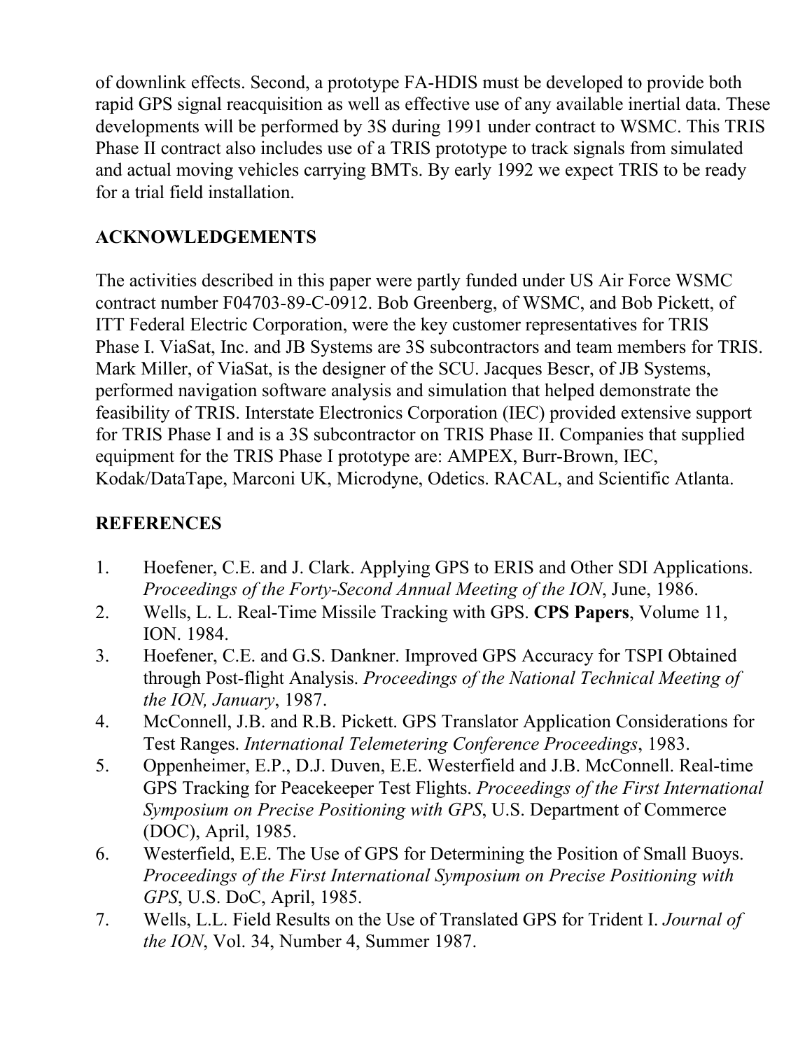of downlink effects. Second, a prototype FA-HDIS must be developed to provide both rapid GPS signal reacquisition as well as effective use of any available inertial data. These developments will be performed by 3S during 1991 under contract to WSMC. This TRIS Phase II contract also includes use of a TRIS prototype to track signals from simulated and actual moving vehicles carrying BMTs. By early 1992 we expect TRIS to be ready for a trial field installation.

## ACKNOWLEDGEMENTS

The activities described in this paper were partly funded under US Air Force WSMC contract number F04703-89-C-0912. Bob Greenberg, of WSMC, and Bob Pickett, of ITT Federal Electric Corporation, were the key customer representatives for TRIS Phase I. ViaSat, Inc. and JB Systems are 3S subcontractors and team members for TRIS. Mark Miller, of ViaSat, is the designer of the SCU. Jacques Bescr, of JB Systems, performed navigation software analysis and simulation that helped demonstrate the feasibility of TRIS. Interstate Electronics Corporation (IEC) provided extensive support for TRIS Phase I and is a 3S subcontractor on TRIS Phase II. Companies that supplied equipment for the TRIS Phase I prototype are: AMPEX, Burr-Brown, IEC, Kodak/DataTape, Marconi UK, Microdyne, Odetics. RACAL, and Scientific Atlanta.

## REFERENCES

1. Hoefener, C.E. and J. Clark. Applying GPS to ERIS and Other SDI Applications. *Proceedings of the Forty-Second Annual Meeting of the ION*, June, 1986.
2. Wells, L. L. Real-Time Missile Tracking with GPS. **CPS Papers**, Volume 11, ION. 1984.
3. Hoefener, C.E. and G.S. Dankner. Improved GPS Accuracy for TSPI Obtained through Post-flight Analysis. *Proceedings of the National Technical Meeting of the ION, January*, 1987.
4. McConnell, J.B. and R.B. Pickett. GPS Translator Application Considerations for Test Ranges. *International Telemetering Conference Proceedings*, 1983.
5. Oppenheimer, E.P., D.J. Duven, E.E. Westerfield and J.B. McConnell. Real-time GPS Tracking for Peacekeeper Test Flights. *Proceedings of the First International Symposium on Precise Positioning with GPS*, U.S. Department of Commerce (DOC), April, 1985.
6. Westerfield, E.E. The Use of GPS for Determining the Position of Small Buoys. *Proceedings of the First International Symposium on Precise Positioning with GPS*, U.S. DoC, April, 1985.
7. Wells, L.L. Field Results on the Use of Translated GPS for Trident I. *Journal of the ION*, Vol. 34, Number 4, Summer 1987.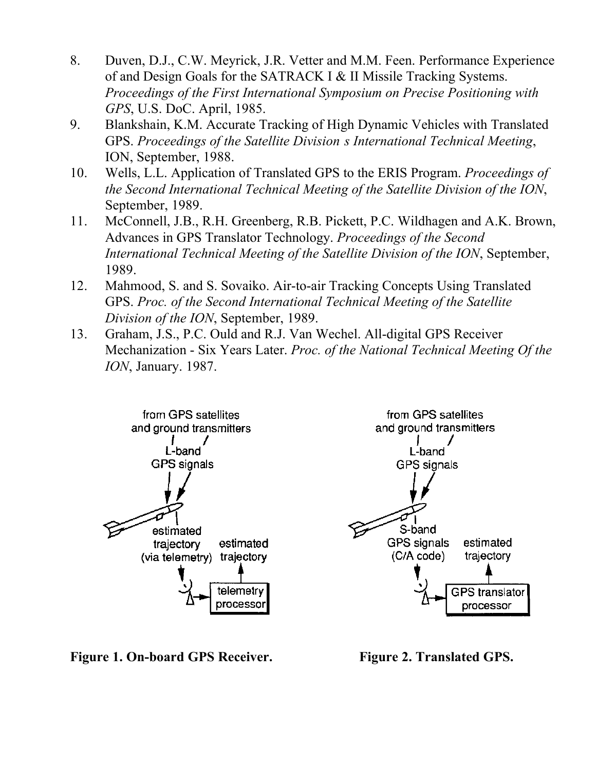8. Duven, D.J., C.W. Meyrick, J.R. Vetter and M.M. Feen. Performance Experience of and Design Goals for the SATRACK I & II Missile Tracking Systems. *Proceedings of the First International Symposium on Precise Positioning with GPS*, U.S. DoC. April, 1985.
9. Blankshain, K.M. Accurate Tracking of High Dynamic Vehicles with Translated GPS. *Proceedings of the Satellite Division s International Technical Meeting*, ION, September, 1988.
10. Wells, L.L. Application of Translated GPS to the ERIS Program. *Proceedings of the Second International Technical Meeting of the Satellite Division of the ION*, September, 1989.
11. McConnell, J.B., R.H. Greenberg, R.B. Pickett, P.C. Wildhagen and A.K. Brown, Advances in GPS Translator Technology. *Proceedings of the Second International Technical Meeting of the Satellite Division of the ION*, September, 1989.
12. Mahmood, S. and S. Sovaiko. Air-to-air Tracking Concepts Using Translated GPS. *Proc. of the Second International Technical Meeting of the Satellite Division of the ION*, September, 1989.
13. Graham, J.S., P.C. Ould and R.J. Van Wechel. All-digital GPS Receiver Mechanization - Six Years Later. *Proc. of the National Technical Meeting Of the ION*, January. 1987.

**Figure 1. On-board GPS Receiver.**

**Figure 2. Translated GPS.**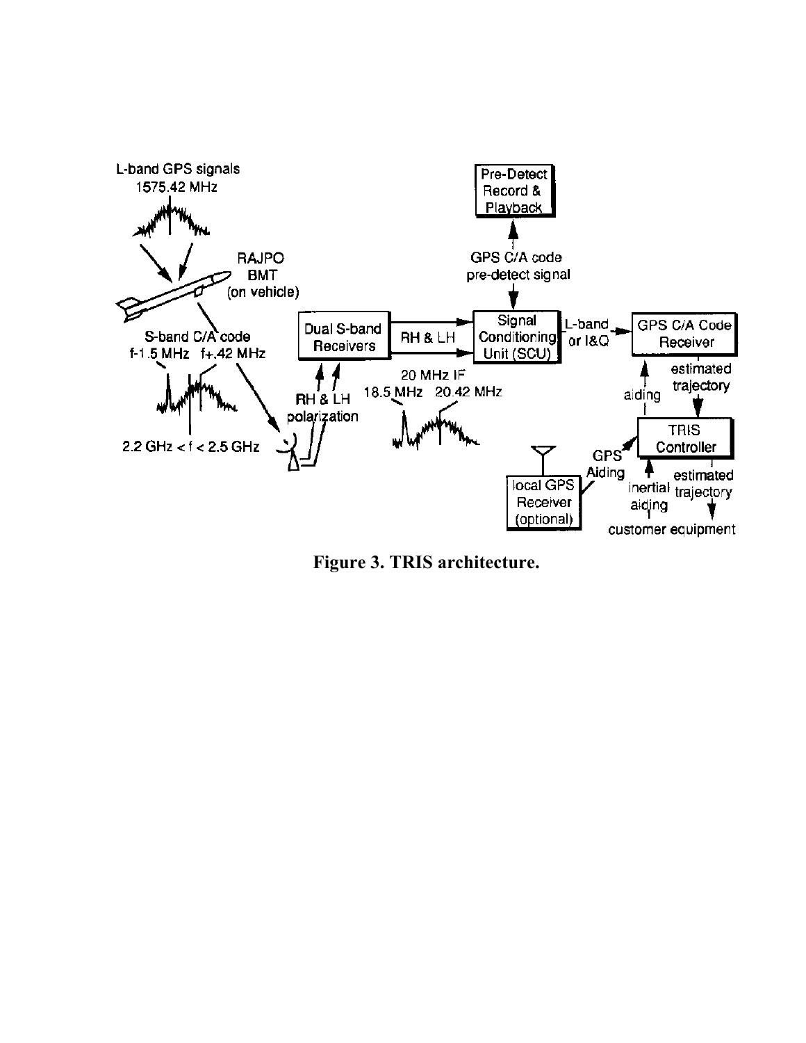**Figure 3. TRIS architecture.**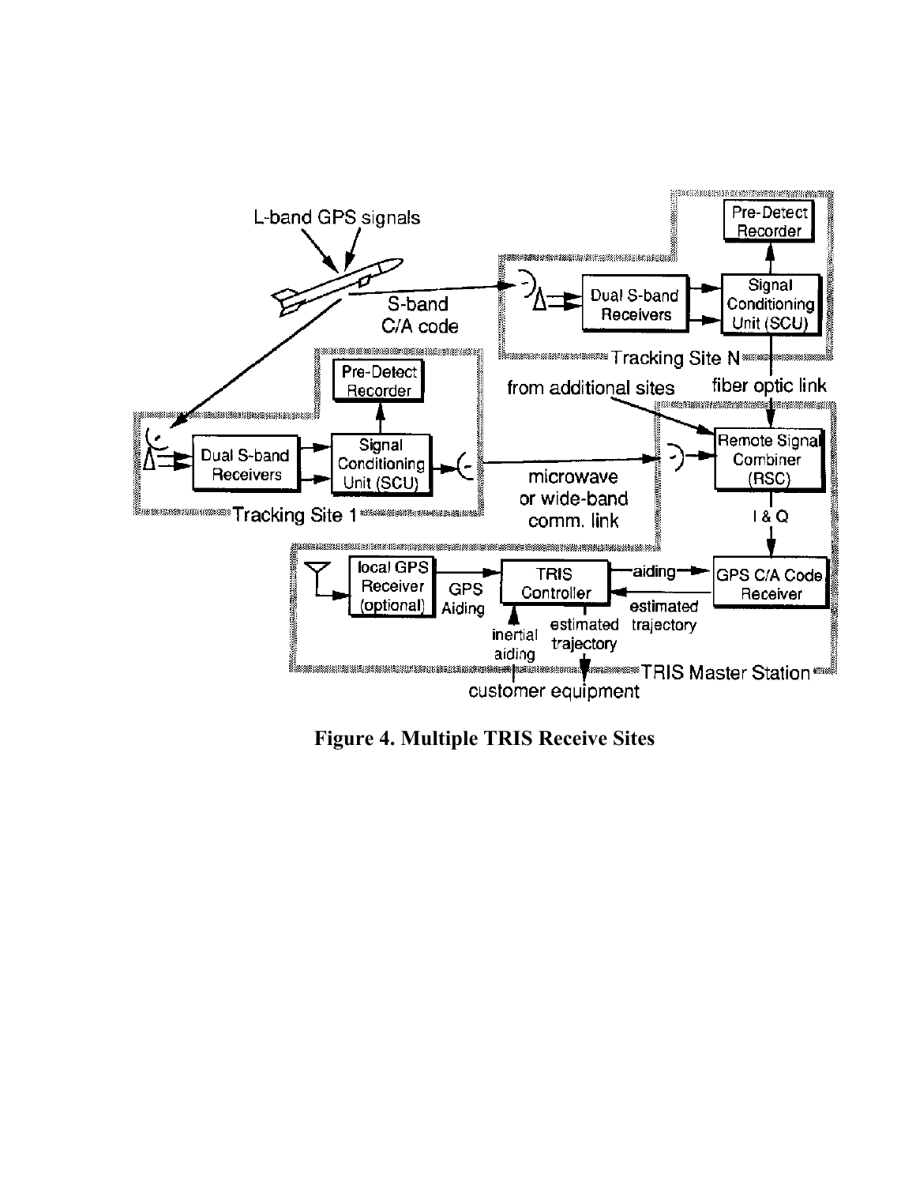**Figure 4. Multiple TRIS Receive Sites**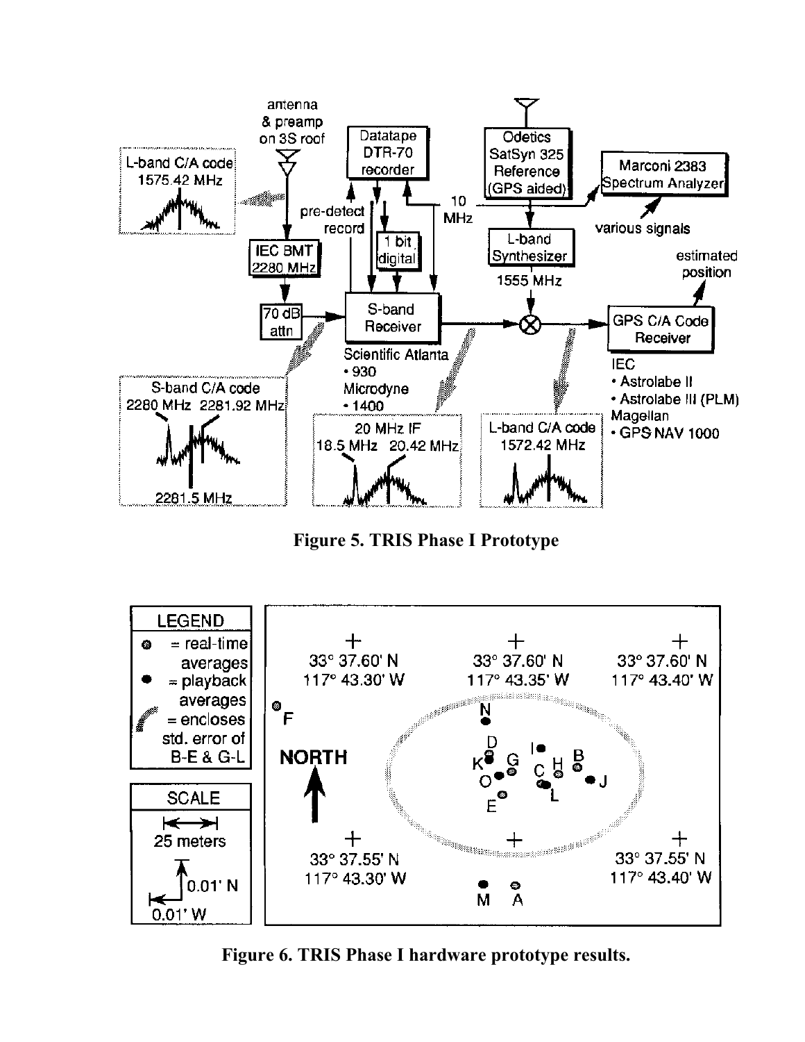**Figure 5. TRIS Phase I Prototype**

**Figure 6. TRIS Phase I hardware prototype results.**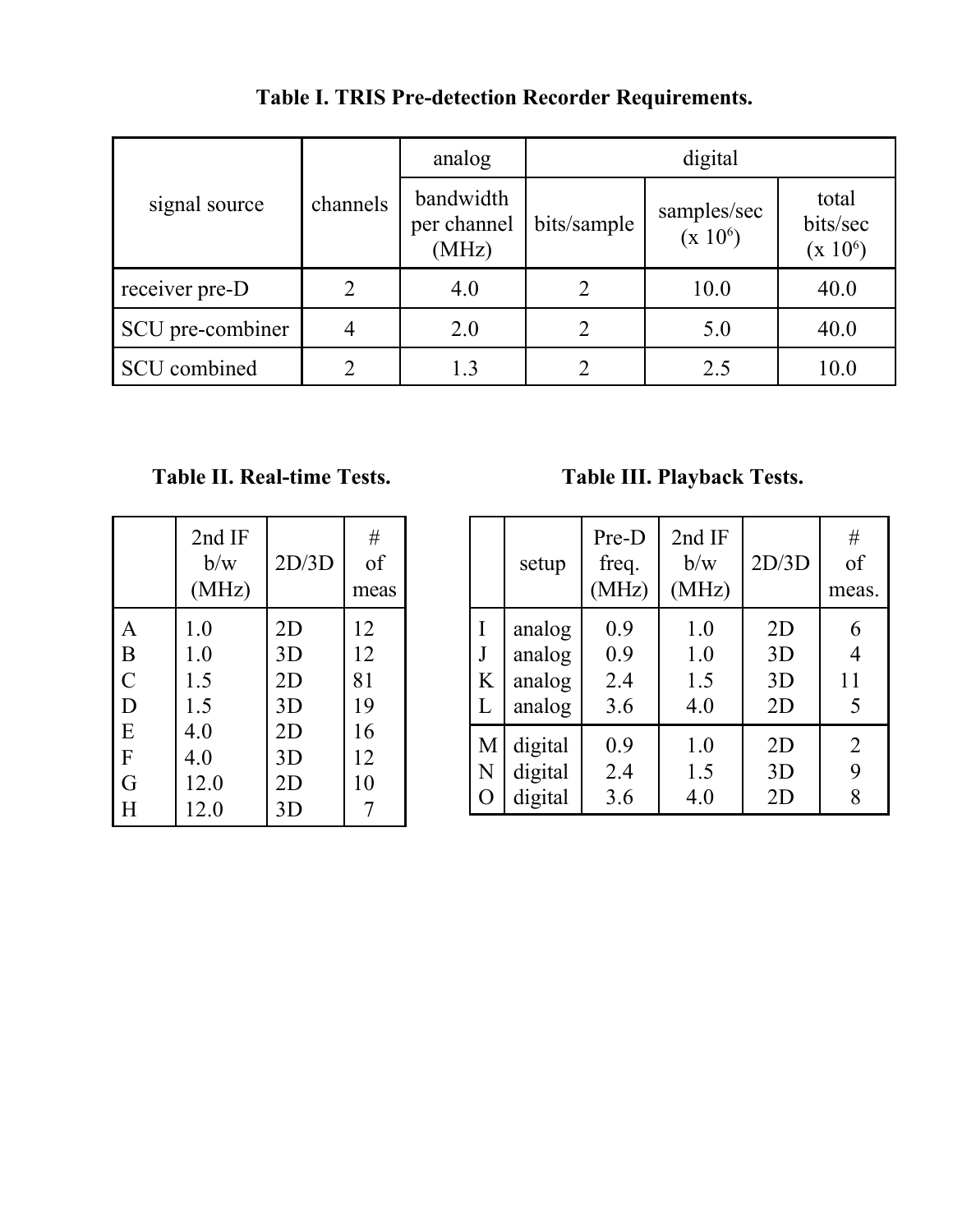**Table I. TRIS Pre-detection Recorder Requirements.**

| signal source | channels | analog | digital | | |
|---|---|---|---|---|---|
| | | bandwidth per channel (MHz) | bits/sample | samples/sec ($\times 10^6$) | total bits/sec ($\times 10^6$) |
| receiver pre-D | 2 | 4.0 | 2 | 10.0 | 40.0 |
| SCU pre-combiner | 4 | 2.0 | 2 | 5.0 | 40.0 |
| SCU combined | 2 | 1.3 | 2 | 2.5 | 10.0 |

**Table II. Real-time Tests.**

| | 2nd IF b/w (MHz) | 2D/3D | # of meas |
|---|---|---|---|
| A | 1.0 | 2D | 12 |
| B | 1.0 | 3D | 12 |
| C | 1.5 | 2D | 81 |
| D | 1.5 | 3D | 19 |
| E | 4.0 | 2D | 16 |
| F | 4.0 | 3D | 12 |
| G | 12.0 | 2D | 10 |
| H | 12.0 | 3D | 7 |

**Table III. Playback Tests.**

| | setup | Pre-D freq. (MHz) | 2nd IF b/w (MHz) | 2D/3D | # of meas. |
|---|---|---|---|---|---|
| I | analog | 0.9 | 1.0 | 2D | 6 |
| J | analog | 0.9 | 1.0 | 3D | 4 |
| K | analog | 2.4 | 1.5 | 3D | 11 |
| L | analog | 3.6 | 4.0 | 2D | 5 |
| M | digital | 0.9 | 1.0 | 2D | 2 |
| N | digital | 2.4 | 1.5 | 3D | 9 |
| O | digital | 3.6 | 4.0 | 2D | 8 |